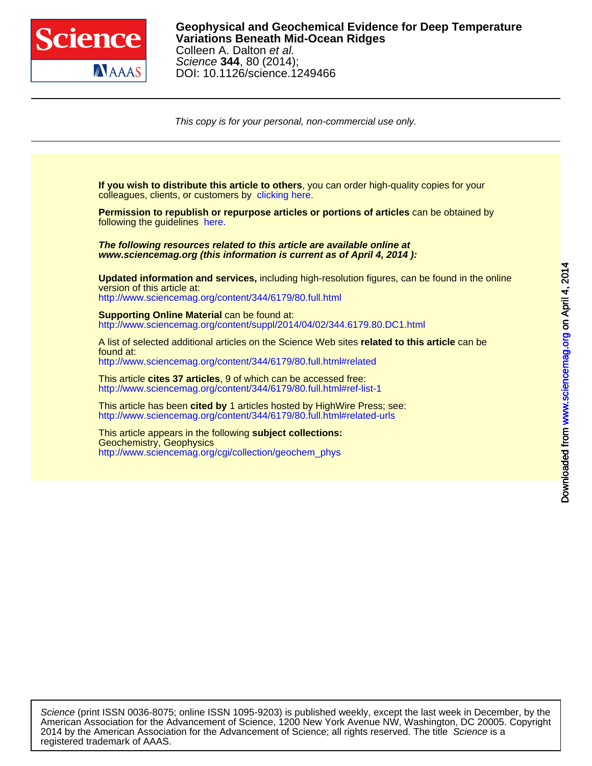**Geophysical and Geochemical Evidence for Deep Temperature Variations Beneath Mid-Ocean Ridges**

Colleen A. Dalton *et al.*

*Science* **344**, 80 (2014);

DOI: 10.1126/science.1249466

*This copy is for your personal, non-commercial use only.*

**If you wish to distribute this article to others**, you can order high-quality copies for your colleagues, clients, or customers by clicking here.

**Permission to republish or repurpose articles or portions of articles** can be obtained by following the guidelines here.

***The following resources related to this article are available online at www.sciencemag.org (this information is current as of April 4, 2014 ):***

**Updated information and services,** including high-resolution figures, can be found in the online version of this article at:
http://www.sciencemag.org/content/344/6179/80.full.html

**Supporting Online Material** can be found at:
http://www.sciencemag.org/content/suppl/2014/04/02/344.6179.80.DC1.html

A list of selected additional articles on the Science Web sites **related to this article** can be found at:
http://www.sciencemag.org/content/344/6179/80.full.html#related

This article **cites 37 articles**, 9 of which can be accessed free:
http://www.sciencemag.org/content/344/6179/80.full.html#ref-list-1

This article has been **cited by** 1 articles hosted by HighWire Press; see:
http://www.sciencemag.org/content/344/6179/80.full.html#related-urls

This article appears in the following **subject collections:**
Geochemistry, Geophysics
http://www.sciencemag.org/cgi/collection/geochem_phys

*Science* (print ISSN 0036-8075; online ISSN 1095-9203) is published weekly, except the last week in December, by the American Association for the Advancement of Science, 1200 New York Avenue NW, Washington, DC 20005. Copyright 2014 by the American Association for the Advancement of Science; all rights reserved. The title *Science* is a registered trademark of AAAS.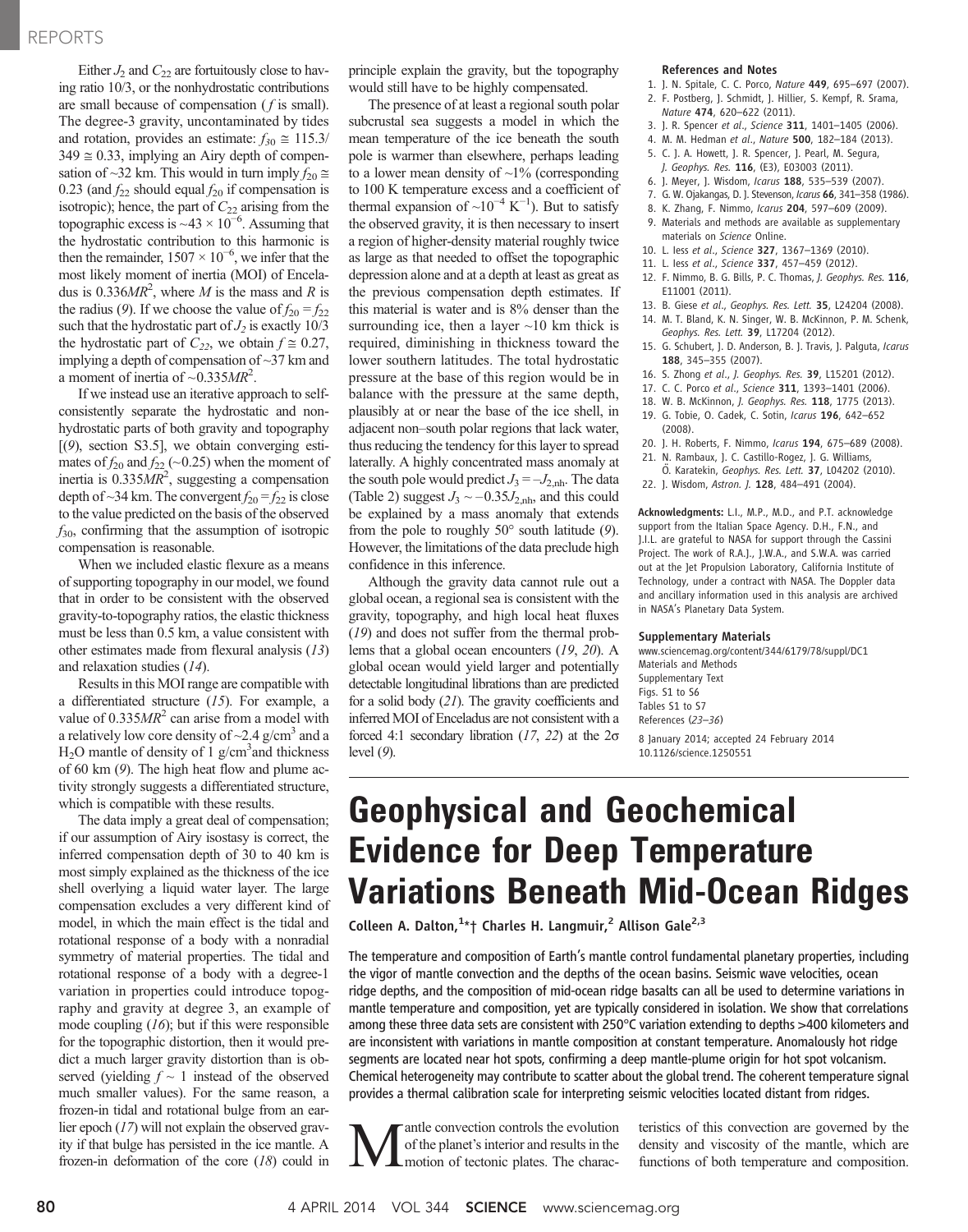Either $J_2$ and $C_{22}$ are fortuitously close to having ratio 10/3, or the nonhydrostatic contributions are small because of compensation ($f$ is small). The degree-3 gravity, uncontaminated by tides and rotation, provides an estimate: $f_{30} \cong 115.3/349 \cong 0.33$, implying an Airy depth of compensation of ~32 km. This would in turn imply $f_{20} \cong 0.23$ (and $f_{22}$ should equal $f_{20}$ if compensation is isotropic); hence, the part of $C_{22}$ arising from the topographic excess is ~$43 \times 10^{-6}$. Assuming that the hydrostatic contribution to this harmonic is then the remainder, $1507 \times 10^{-6}$, we infer that the most likely moment of inertia (MOI) of Enceladus is $0.336MR^2$, where $M$ is the mass and $R$ is the radius (9). If we choose the value of $f_{20} = f_{22}$ such that the hydrostatic part of $J_2$ is exactly 10/3 the hydrostatic part of $C_{22}$, we obtain $f \cong 0.27$, implying a depth of compensation of ~37 km and a moment of inertia of ~$0.335MR^2$.

If we instead use an iterative approach to self-consistently separate the hydrostatic and nonhydrostatic parts of both gravity and topography [(9), section S3.5], we obtain converging estimates of $f_{20}$ and $f_{22}$ (~0.25) when the moment of inertia is $0.335MR^2$, suggesting a compensation depth of ~34 km. The convergent $f_{20} = f_{22}$ is close to the value predicted on the basis of the observed $f_{30}$, confirming that the assumption of isotropic compensation is reasonable.

When we included elastic flexure as a means of supporting topography in our model, we found that in order to be consistent with the observed gravity-to-topography ratios, the elastic thickness must be less than 0.5 km, a value consistent with other estimates made from flexural analysis (13) and relaxation studies (14).

Results in this MOI range are compatible with a differentiated structure (15). For example, a value of $0.335MR^2$ can arise from a model with a relatively low core density of ~2.4 g/cm$^3$ and a $H_2O$ mantle of density of 1 g/cm$^3$ and thickness of 60 km (9). The high heat flow and plume activity strongly suggests a differentiated structure, which is compatible with these results.

The data imply a great deal of compensation; if our assumption of Airy isostasy is correct, the inferred compensation depth of 30 to 40 km is most simply explained as the thickness of the ice shell overlying a liquid water layer. The large compensation excludes a very different kind of model, in which the main effect is the tidal and rotational response of a body with a nonradial symmetry of material properties. The tidal and rotational response of a body with a degree-1 variation in properties could introduce topography and gravity at degree 3, an example of mode coupling (16); but if this were responsible for the topographic distortion, then it would predict a much larger gravity distortion than is observed (yielding $f$ ~ 1 instead of the observed much smaller values). For the same reason, a frozen-in tidal and rotational bulge from an earlier epoch (17) will not explain the observed gravity if that bulge has persisted in the ice mantle. A frozen-in deformation of the core (18) could in principle explain the gravity, but the topography would still have to be highly compensated.

The presence of at least a regional south polar subcrustal sea suggests a model in which the mean temperature of the ice beneath the south pole is warmer than elsewhere, perhaps leading to a lower mean density of ~1% (corresponding to 100 K temperature excess and a coefficient of thermal expansion of ~$10^{-4}$ K$^{-1}$). But to satisfy the observed gravity, it is then necessary to insert a region of higher-density material roughly twice as large as that needed to offset the topographic depression alone and at a depth at least as great as the previous compensation depth estimates. If this material is water and is 8% denser than the surrounding ice, then a layer ~10 km thick is required, diminishing in thickness toward the lower southern latitudes. The total hydrostatic pressure at the base of this region would be in balance with the pressure at the same depth, plausibly at or near the base of the ice shell, in adjacent non–south polar regions that lack water, thus reducing the tendency for this layer to spread laterally. A highly concentrated mass anomaly at the south pole would predict $J_3 = -J_{2,\mathrm{nh}}$. The data (Table 2) suggest $J_3 \sim -0.35J_{2,\mathrm{nh}}$, and this could be explained by a mass anomaly that extends from the pole to roughly 50° south latitude (9). However, the limitations of the data preclude high confidence in this inference.

Although the gravity data cannot rule out a global ocean, a regional sea is consistent with the gravity, topography, and high local heat fluxes (19) and does not suffer from the thermal problems that a global ocean encounters (19, 20). A global ocean would yield larger and potentially detectable longitudinal librations than are predicted for a solid body (21). The gravity coefficients and inferred MOI of Enceladus are not consistent with a forced 4:1 secondary libration (17, 22) at the 2σ level (9).

### References and Notes

1. J. N. Spitale, C. C. Porco, *Nature* **449**, 695–697 (2007).
2. F. Postberg, J. Schmidt, J. Hillier, S. Kempf, R. Srama, *Nature* **474**, 620–622 (2011).
3. J. R. Spencer *et al.*, *Science* **311**, 1401–1405 (2006).
4. M. M. Hedman *et al.*, *Nature* **500**, 182–184 (2013).
5. C. J. A. Howett, J. R. Spencer, J. Pearl, M. Segura, *J. Geophys. Res.* **116**, (E3), E03003 (2011).
6. J. Meyer, J. Wisdom, *Icarus* **188**, 535–539 (2007).
7. G. W. Ojakangas, D. J. Stevenson, *Icarus* **66**, 341–358 (1986).
8. K. Zhang, F. Nimmo, *Icarus* **204**, 597–609 (2009).
9. Materials and methods are available as supplementary materials on *Science* Online.
10. L. Iess *et al.*, *Science* **327**, 1367–1369 (2010).
11. L. Iess *et al.*, *Science* **337**, 457–459 (2012).
12. F. Nimmo, B. G. Bills, P. C. Thomas, *J. Geophys. Res.* **116**, E11001 (2011).
13. B. Giese *et al.*, *Geophys. Res. Lett.* **35**, L24204 (2008).
14. M. T. Bland, K. N. Singer, W. B. McKinnon, P. M. Schenk, *Geophys. Res. Lett.* **39**, L17204 (2012).
15. G. Schubert, J. D. Anderson, B. J. Travis, J. Palguta, *Icarus* **188**, 345–355 (2007).
16. S. Zhong *et al.*, *J. Geophys. Res.* **39**, L15201 (2012).
17. C. C. Porco *et al.*, *Science* **311**, 1393–1401 (2006).
18. W. B. McKinnon, *J. Geophys. Res.* **118**, 1775 (2013).
19. G. Tobie, O. Cadek, C. Sotin, *Icarus* **196**, 642–652 (2008).
20. J. H. Roberts, F. Nimmo, *Icarus* **194**, 675–689 (2008).
21. N. Rambaux, J. C. Castillo-Rogez, J. G. Williams, Ö. Karatekin, *Geophys. Res. Lett.* **37**, L04202 (2010).
22. J. Wisdom, *Astron. J.* **128**, 484–491 (2004).

**Acknowledgments:** L.I., M.P., M.D., and P.T. acknowledge support from the Italian Space Agency. D.H., F.N., and J.I.L. are grateful to NASA for support through the Cassini Project. The work of R.A.J., J.W.A., and S.W.A. was carried out at the Jet Propulsion Laboratory, California Institute of Technology, under a contract with NASA. The Doppler data and ancillary information used in this analysis are archived in NASA's Planetary Data System.

**Supplementary Materials**
www.sciencemag.org/content/344/6179/78/suppl/DC1
Materials and Methods
Supplementary Text
Figs. S1 to S6
Tables S1 to S7
References (23–36)

8 January 2014; accepted 24 February 2014
10.1126/science.1250551

# Geophysical and Geochemical Evidence for Deep Temperature Variations Beneath Mid-Ocean Ridges

**Colleen A. Dalton,[1]*† Charles H. Langmuir,[2] Allison Gale[2,3]**

The temperature and composition of Earth's mantle control fundamental planetary properties, including the vigor of mantle convection and the depths of the ocean basins. Seismic wave velocities, ocean ridge depths, and the composition of mid-ocean ridge basalts can all be used to determine variations in mantle temperature and composition, yet are typically considered in isolation. We show that correlations among these three data sets are consistent with 250°C variation extending to depths >400 kilometers and are inconsistent with variations in mantle composition at constant temperature. Anomalously hot ridge segments are located near hot spots, confirming a deep mantle-plume origin for hot spot volcanism. Chemical heterogeneity may contribute to scatter about the global trend. The coherent temperature signal provides a thermal calibration scale for interpreting seismic velocities located distant from ridges.

Mantle convection controls the evolution of the planet's interior and results in the motion of tectonic plates. The characteristics of this convection are governed by the density and viscosity of the mantle, which are functions of both temperature and composition.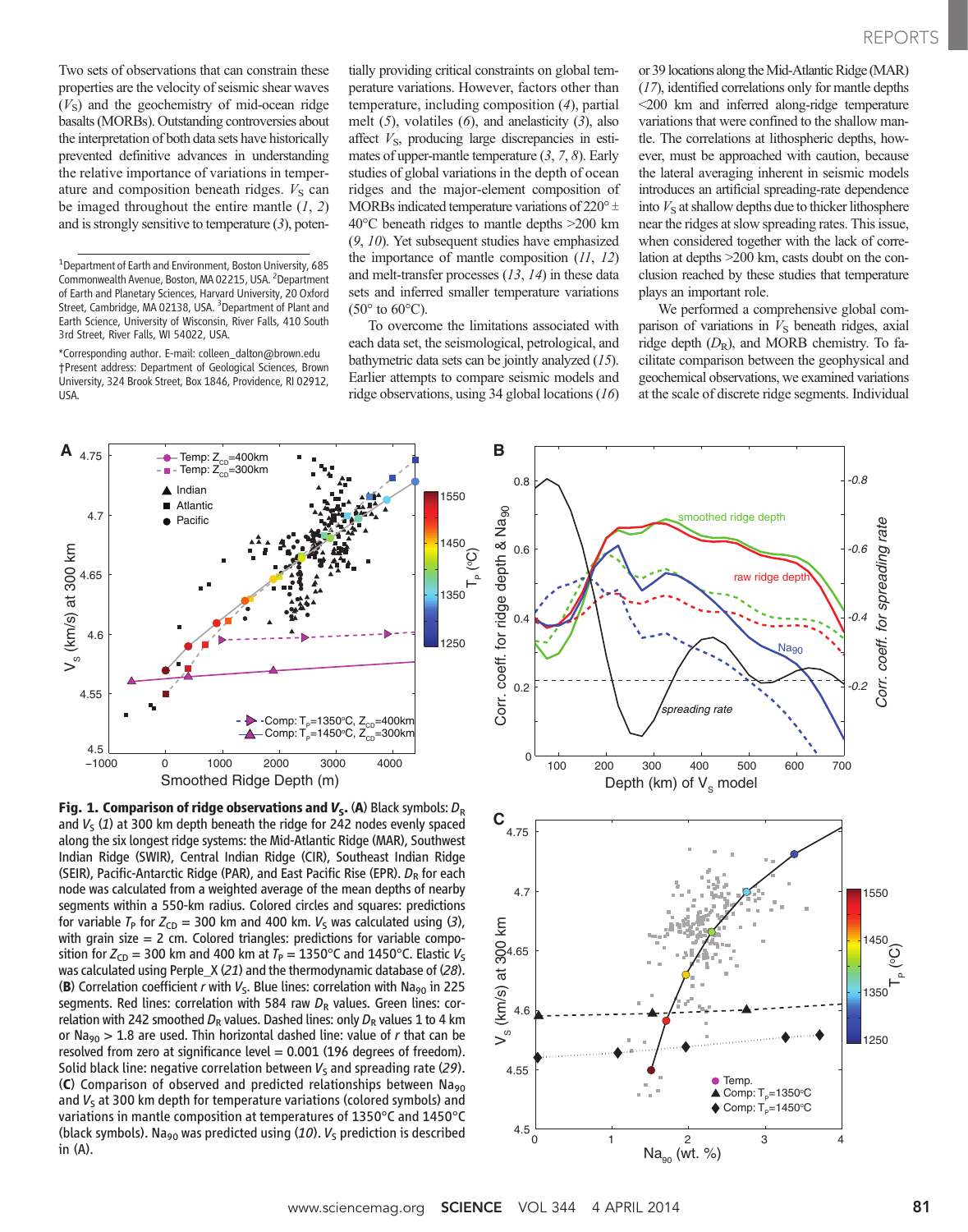Two sets of observations that can constrain these properties are the velocity of seismic shear waves ($V_S$) and the geochemistry of mid-ocean ridge basalts (MORBs). Outstanding controversies about the interpretation of both data sets have historically prevented definitive advances in understanding the relative importance of variations in temperature and composition beneath ridges. $V_S$ can be imaged throughout the entire mantle (1, 2) and is strongly sensitive to temperature (3), potentially providing critical constraints on global temperature variations. However, factors other than temperature, including composition (4), partial melt (5), volatiles (6), and anelasticity (3), also affect $V_S$, producing large discrepancies in estimates of upper-mantle temperature (3, 7, 8). Early studies of global variations in the depth of ocean ridges and the major-element composition of MORBs indicated temperature variations of 220° ± 40°C beneath ridges to mantle depths >200 km (9, 10). Yet subsequent studies have emphasized the importance of mantle composition (11, 12) and melt-transfer processes (13, 14) in these data sets and inferred smaller temperature variations (50° to 60°C).

To overcome the limitations associated with each data set, the seismological, petrological, and bathymetric data sets can be jointly analyzed (15). Earlier attempts to compare seismic models and ridge observations, using 34 global locations (16) or 39 locations along the Mid-Atlantic Ridge (MAR) (17), identified correlations only for mantle depths <200 km and inferred along-ridge temperature variations that were confined to the shallow mantle. The correlations at lithospheric depths, however, must be approached with caution, because the lateral averaging inherent in seismic models introduces an artificial spreading-rate dependence into $V_S$ at shallow depths due to thicker lithosphere near the ridges at slow spreading rates. This issue, when considered together with the lack of correlation at depths >200 km, casts doubt on the conclusion reached by these studies that temperature plays an important role.

We performed a comprehensive global comparison of variations in $V_S$ beneath ridges, axial ridge depth ($D_R$), and MORB chemistry. To facilitate comparison between the geophysical and geochemical observations, we examined variations at the scale of discrete ridge segments. Individual

[1]Department of Earth and Environment, Boston University, 685 Commonwealth Avenue, Boston, MA 02215, USA. [2]Department of Earth and Planetary Sciences, Harvard University, 20 Oxford Street, Cambridge, MA 02138, USA. [3]Department of Plant and Earth Science, University of Wisconsin, River Falls, 410 South 3rd Street, River Falls, WI 54022, USA.

*Corresponding author. E-mail: colleen_dalton@brown.edu
†Present address: Department of Geological Sciences, Brown University, 324 Brook Street, Box 1846, Providence, RI 02912, USA.

**Fig. 1. Comparison of ridge observations and $V_S$.** (**A**) Black symbols: $D_R$ and $V_S$ (1) at 300 km depth beneath the ridge for 242 nodes evenly spaced along the six longest ridge systems: the Mid-Atlantic Ridge (MAR), Southwest Indian Ridge (SWIR), Central Indian Ridge (CIR), Southeast Indian Ridge (SEIR), Pacific-Antarctic Ridge (PAR), and East Pacific Rise (EPR). $D_R$ for each node was calculated from a weighted average of the mean depths of nearby segments within a 550-km radius. Colored circles and squares: predictions for variable $T_P$ for $Z_{CD}$ = 300 km and 400 km. $V_S$ was calculated using (3), with grain size = 2 cm. Colored triangles: predictions for variable composition for $Z_{CD}$ = 300 km and 400 km at $T_P$ = 1350°C and 1450°C. Elastic $V_S$ was calculated using Perple_X (21) and the thermodynamic database of (28). (**B**) Correlation coefficient $r$ with $V_S$. Blue lines: correlation with $Na_{90}$ in 225 segments. Red lines: correlation with 584 raw $D_R$ values. Green lines: correlation with 242 smoothed $D_R$ values. Dashed lines: only $D_R$ values 1 to 4 km or $Na_{90}$ > 1.8 are used. Thin horizontal dashed line: value of $r$ that can be resolved from zero at significance level = 0.001 (196 degrees of freedom). Solid black line: negative correlation between $V_S$ and spreading rate (29). (**C**) Comparison of observed and predicted relationships between $Na_{90}$ and $V_S$ at 300 km depth for temperature variations (colored symbols) and variations in mantle composition at temperatures of 1350°C and 1450°C (black symbols). $Na_{90}$ was predicted using (10). $V_S$ prediction is described in (A).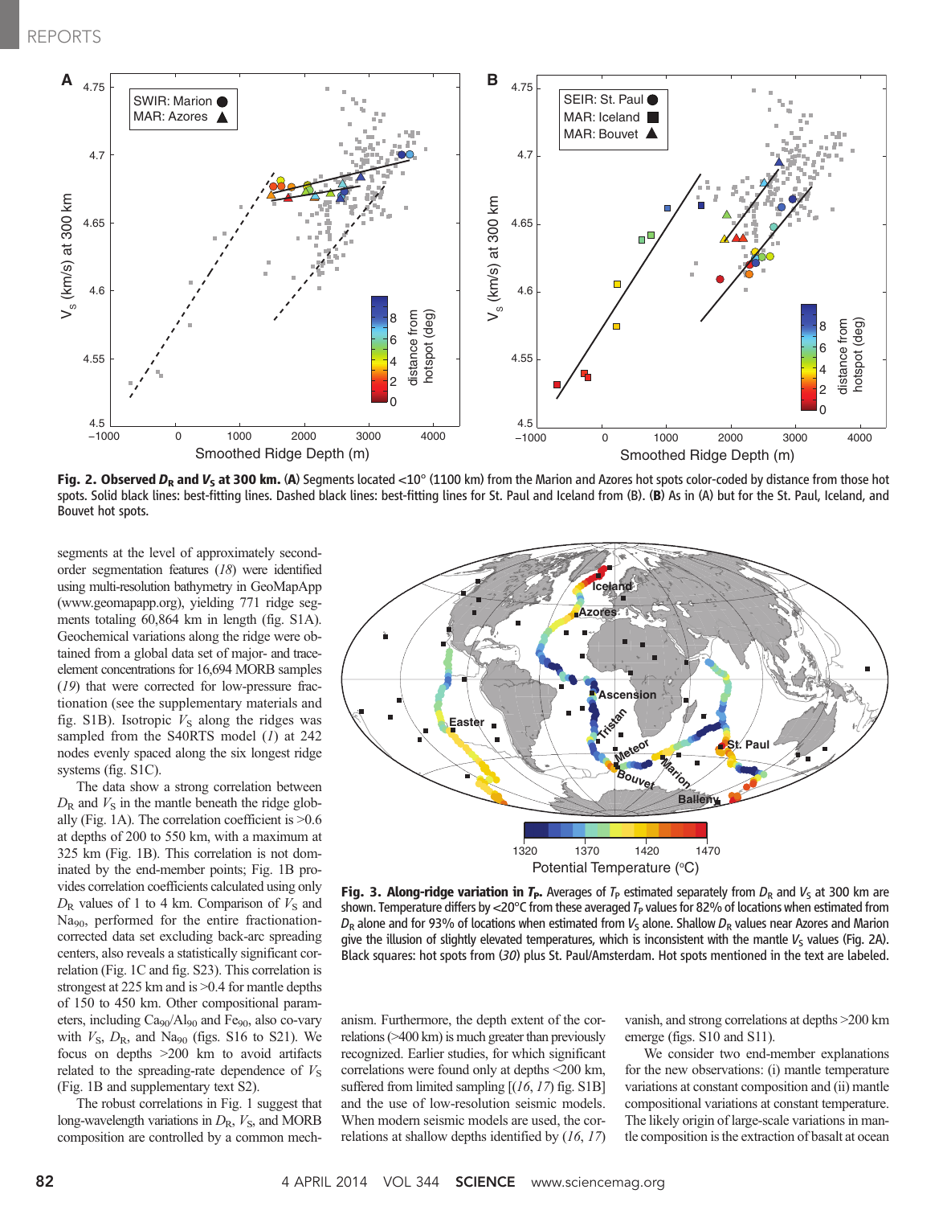**Fig. 2. Observed $D_R$ and $V_S$ at 300 km.** (**A**) Segments located <10° (1100 km) from the Marion and Azores hot spots color-coded by distance from those hot spots. Solid black lines: best-fitting lines. Dashed black lines: best-fitting lines for St. Paul and Iceland from (B). (**B**) As in (A) but for the St. Paul, Iceland, and Bouvet hot spots.

segments at the level of approximately second-order segmentation features (*18*) were identified using multi-resolution bathymetry in GeoMapApp (www.geomapapp.org), yielding 771 ridge segments totaling 60,864 km in length (fig. S1A). Geochemical variations along the ridge were obtained from a global data set of major- and trace-element concentrations for 16,694 MORB samples (*19*) that were corrected for low-pressure fractionation (see the supplementary materials and fig. S1B). Isotropic $V_S$ along the ridges was sampled from the S40RTS model (*1*) at 242 nodes evenly spaced along the six longest ridge systems (fig. S1C).

The data show a strong correlation between $D_R$ and $V_S$ in the mantle beneath the ridge globally (Fig. 1A). The correlation coefficient is >0.6 at depths of 200 to 550 km, with a maximum at 325 km (Fig. 1B). This correlation is not dominated by the end-member points; Fig. 1B provides correlation coefficients calculated using only $D_R$ values of 1 to 4 km. Comparison of $V_S$ and $Na_{90}$, performed for the entire fractionation-corrected data set excluding back-arc spreading centers, also reveals a statistically significant correlation (Fig. 1C and fig. S23). This correlation is strongest at 225 km and is >0.4 for mantle depths of 150 to 450 km. Other compositional parameters, including $Ca_{90}/Al_{90}$ and $Fe_{90}$, also co-vary with $V_S$, $D_R$, and $Na_{90}$ (figs. S16 to S21). We focus on depths >200 km to avoid artifacts related to the spreading-rate dependence of $V_S$ (Fig. 1B and supplementary text S2).

The robust correlations in Fig. 1 suggest that long-wavelength variations in $D_R$, $V_S$, and MORB composition are controlled by a common mechanism. Furthermore, the depth extent of the correlations (>400 km) is much greater than previously recognized. Earlier studies, for which significant correlations were found only at depths <200 km, suffered from limited sampling [(*16*, *17*) fig. S1B] and the use of low-resolution seismic models. When modern seismic models are used, the correlations at shallow depths identified by (*16*, *17*) vanish, and strong correlations at depths >200 km emerge (figs. S10 and S11).

We consider two end-member explanations for the new observations: (i) mantle temperature variations at constant composition and (ii) mantle compositional variations at constant temperature. The likely origin of large-scale variations in mantle composition is the extraction of basalt at ocean

**Fig. 3. Along-ridge variation in $T_P$.** Averages of $T_P$ estimated separately from $D_R$ and $V_S$ at 300 km are shown. Temperature differs by <20°C from these averaged $T_P$ values for 82% of locations when estimated from $D_R$ alone and for 93% of locations when estimated from $V_S$ alone. Shallow $D_R$ values near Azores and Marion give the illusion of slightly elevated temperatures, which is inconsistent with the mantle $V_S$ values (Fig. 2A). Black squares: hot spots from (*30*) plus St. Paul/Amsterdam. Hot spots mentioned in the text are labeled.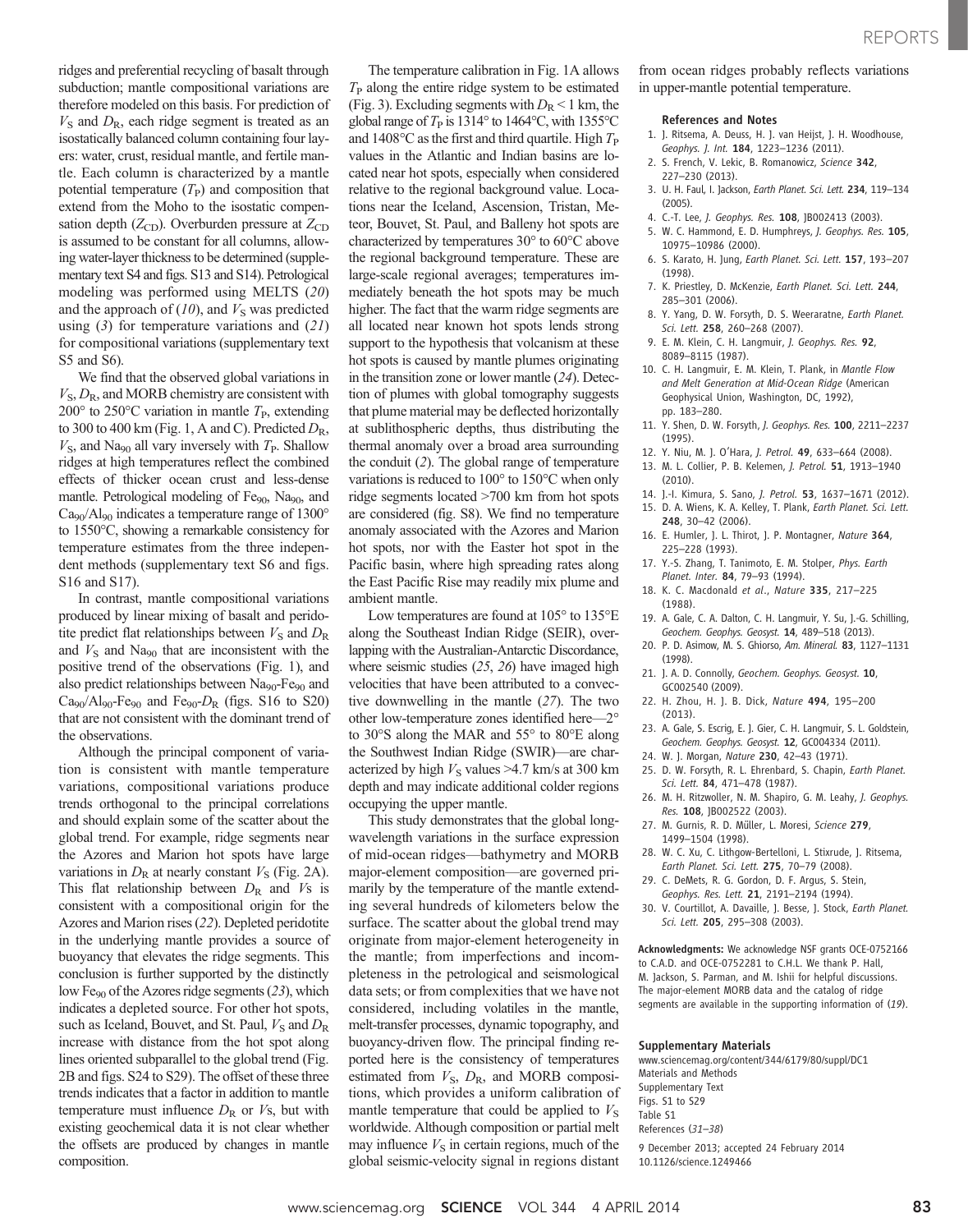ridges and preferential recycling of basalt through subduction; mantle compositional variations are therefore modeled on this basis. For prediction of $V_S$ and $D_R$, each ridge segment is treated as an isostatically balanced column containing four layers: water, crust, residual mantle, and fertile mantle. Each column is characterized by a mantle potential temperature ($T_P$) and composition that extend from the Moho to the isostatic compensation depth ($Z_{CD}$). Overburden pressure at $Z_{CD}$ is assumed to be constant for all columns, allowing water-layer thickness to be determined (supplementary text S4 and figs. S13 and S14). Petrological modeling was performed using MELTS (*20*) and the approach of (*10*), and $V_S$ was predicted using (*3*) for temperature variations and (*21*) for compositional variations (supplementary text S5 and S6).

We find that the observed global variations in $V_S$, $D_R$, and MORB chemistry are consistent with 200° to 250°C variation in mantle $T_P$, extending to 300 to 400 km (Fig. 1, A and C). Predicted $D_R$, $V_S$, and $Na_{90}$ all vary inversely with $T_P$. Shallow ridges at high temperatures reflect the combined effects of thicker ocean crust and less-dense mantle. Petrological modeling of $Fe_{90}$, $Na_{90}$, and $Ca_{90}/Al_{90}$ indicates a temperature range of 1300° to 1550°C, showing a remarkable consistency for temperature estimates from the three independent methods (supplementary text S6 and figs. S16 and S17).

In contrast, mantle compositional variations produced by linear mixing of basalt and peridotite predict flat relationships between $V_S$ and $D_R$ and $V_S$ and $Na_{90}$ that are inconsistent with the positive trend of the observations (Fig. 1), and also predict relationships between $Na_{90}$-$Fe_{90}$ and $Ca_{90}/Al_{90}$-$Fe_{90}$ and $Fe_{90}$-$D_R$ (figs. S16 to S20) that are not consistent with the dominant trend of the observations.

Although the principal component of variation is consistent with mantle temperature variations, compositional variations produce trends orthogonal to the principal correlations and should explain some of the scatter about the global trend. For example, ridge segments near the Azores and Marion hot spots have large variations in $D_R$ at nearly constant $V_S$ (Fig. 2A). This flat relationship between $D_R$ and $V_S$ is consistent with a compositional origin for the Azores and Marion rises (*22*). Depleted peridotite in the underlying mantle provides a source of buoyancy that elevates the ridge segments. This conclusion is further supported by the distinctly low $Fe_{90}$ of the Azores ridge segments (*23*), which indicates a depleted source. For other hot spots, such as Iceland, Bouvet, and St. Paul, $V_S$ and $D_R$ increase with distance from the hot spot along lines oriented subparallel to the global trend (Fig. 2B and figs. S24 to S29). The offset of these three trends indicates that a factor in addition to mantle temperature must influence $D_R$ or $V_S$, but with existing geochemical data it is not clear whether the offsets are produced by changes in mantle composition.

The temperature calibration in Fig. 1A allows $T_P$ along the entire ridge system to be estimated (Fig. 3). Excluding segments with $D_R < 1$ km, the global range of $T_P$ is 1314° to 1464°C, with 1355°C and 1408°C as the first and third quartile. High $T_P$ values in the Atlantic and Indian basins are located near hot spots, especially when considered relative to the regional background value. Locations near the Iceland, Ascension, Tristan, Meteor, Bouvet, St. Paul, and Balleny hot spots are characterized by temperatures 30° to 60°C above the regional background temperature. These are large-scale regional averages; temperatures immediately beneath the hot spots may be much higher. The fact that the warm ridge segments are all located near known hot spots lends strong support to the hypothesis that volcanism at these hot spots is caused by mantle plumes originating in the transition zone or lower mantle (*24*). Detection of plumes with global tomography suggests that plume material may be deflected horizontally at sublithospheric depths, thus distributing the thermal anomaly over a broad area surrounding the conduit (*2*). The global range of temperature variations is reduced to 100° to 150°C when only ridge segments located >700 km from hot spots are considered (fig. S8). We find no temperature anomaly associated with the Azores and Marion hot spots, nor with the Easter hot spot in the Pacific basin, where high spreading rates along the East Pacific Rise may readily mix plume and ambient mantle.

Low temperatures are found at 105° to 135°E along the Southeast Indian Ridge (SEIR), overlapping with the Australian-Antarctic Discordance, where seismic studies (*25*, *26*) have imaged high velocities that have been attributed to a convective downwelling in the mantle (*27*). The two other low-temperature zones identified here—2° to 30°S along the MAR and 55° to 80°E along the Southwest Indian Ridge (SWIR)—are characterized by high $V_S$ values >4.7 km/s at 300 km depth and may indicate additional colder regions occupying the upper mantle.

This study demonstrates that the global long-wavelength variations in the surface expression of mid-ocean ridges—bathymetry and MORB major-element composition—are governed primarily by the temperature of the mantle extending several hundreds of kilometers below the surface. The scatter about the global trend may originate from major-element heterogeneity in the mantle; from imperfections and incompleteness in the petrological and seismological data sets; or from complexities that we have not considered, including volatiles in the mantle, melt-transfer processes, dynamic topography, and buoyancy-driven flow. The principal finding reported here is the consistency of temperatures estimated from $V_S$, $D_R$, and MORB compositions, which provides a uniform calibration of mantle temperature that could be applied to $V_S$ worldwide. Although composition or partial melt may influence $V_S$ in certain regions, much of the global seismic-velocity signal in regions distant from ocean ridges probably reflects variations in upper-mantle potential temperature.

#### References and Notes

1. J. Ritsema, A. Deuss, H. J. van Heijst, J. H. Woodhouse, *Geophys. J. Int.* **184**, 1223–1236 (2011).
2. S. French, V. Lekic, B. Romanowicz, *Science* **342**, 227–230 (2013).
3. U. H. Faul, I. Jackson, *Earth Planet. Sci. Lett.* **234**, 119–134 (2005).
4. C.-T. Lee, *J. Geophys. Res.* **108**, JB002413 (2003).
5. W. C. Hammond, E. D. Humphreys, *J. Geophys. Res.* **105**, 10975–10986 (2000).
6. S. Karato, H. Jung, *Earth Planet. Sci. Lett.* **157**, 193–207 (1998).
7. K. Priestley, D. McKenzie, *Earth Planet. Sci. Lett.* **244**, 285–301 (2006).
8. Y. Yang, D. W. Forsyth, D. S. Weeraratne, *Earth Planet. Sci. Lett.* **258**, 260–268 (2007).
9. E. M. Klein, C. H. Langmuir, *J. Geophys. Res.* **92**, 8089–8115 (1987).
10. C. H. Langmuir, E. M. Klein, T. Plank, in *Mantle Flow and Melt Generation at Mid-Ocean Ridge* (American Geophysical Union, Washington, DC, 1992), pp. 183–280.
11. Y. Shen, D. W. Forsyth, *J. Geophys. Res.* **100**, 2211–2237 (1995).
12. Y. Niu, M. J. O'Hara, *J. Petrol.* **49**, 633–664 (2008).
13. M. L. Collier, P. B. Kelemen, *J. Petrol.* **51**, 1913–1940 (2010).
14. J.-I. Kimura, S. Sano, *J. Petrol.* **53**, 1637–1671 (2012).
15. D. A. Wiens, K. A. Kelley, T. Plank, *Earth Planet. Sci. Lett.* **248**, 30–42 (2006).
16. E. Humler, J. L. Thirot, J. P. Montagner, *Nature* **364**, 225–228 (1993).
17. Y.-S. Zhang, T. Tanimoto, E. M. Stolper, *Phys. Earth Planet. Inter.* **84**, 79–93 (1994).
18. K. C. Macdonald *et al.*, *Nature* **335**, 217–225 (1988).
19. A. Gale, C. A. Dalton, C. H. Langmuir, Y. Su, J.-G. Schilling, *Geochem. Geophys. Geosyst.* **14**, 489–518 (2013).
20. P. D. Asimow, M. S. Ghiorso, *Am. Mineral.* **83**, 1127–1131 (1998).
21. J. A. D. Connolly, *Geochem. Geophys. Geosyst.* **10**, GC002540 (2009).
22. H. Zhou, H. J. B. Dick, *Nature* **494**, 195–200 (2013).
23. A. Gale, S. Escrig, E. J. Gier, C. H. Langmuir, S. L. Goldstein, *Geochem. Geophys. Geosyst.* **12**, GC004334 (2011).
24. W. J. Morgan, *Nature* **230**, 42–43 (1971).
25. D. W. Forsyth, R. L. Ehrenbard, S. Chapin, *Earth Planet. Sci. Lett.* **84**, 471–478 (1987).
26. M. H. Ritzwoller, N. M. Shapiro, G. M. Leahy, *J. Geophys. Res.* **108**, JB002522 (2003).
27. M. Gurnis, R. D. Müller, L. Moresi, *Science* **279**, 1499–1504 (1998).
28. W. C. Xu, C. Lithgow-Bertelloni, L. Stixrude, J. Ritsema, *Earth Planet. Sci. Lett.* **275**, 70–79 (2008).
29. C. DeMets, R. G. Gordon, D. F. Argus, S. Stein, *Geophys. Res. Lett.* **21**, 2191–2194 (1994).
30. V. Courtillot, A. Davaille, J. Besse, J. Stock, *Earth Planet. Sci. Lett.* **205**, 295–308 (2003).

**Acknowledgments:** We acknowledge NSF grants OCE-0752166 to C.A.D. and OCE-0752281 to C.H.L. We thank P. Hall, M. Jackson, S. Parman, and M. Ishii for helpful discussions. The major-element MORB data and the catalog of ridge segments are available in the supporting information of (*19*).

#### Supplementary Materials

www.sciencemag.org/content/344/6179/80/suppl/DC1
Materials and Methods
Supplementary Text
Figs. S1 to S29
Table S1
References (*31*–*38*)

9 December 2013; accepted 24 February 2014
10.1126/science.1249466